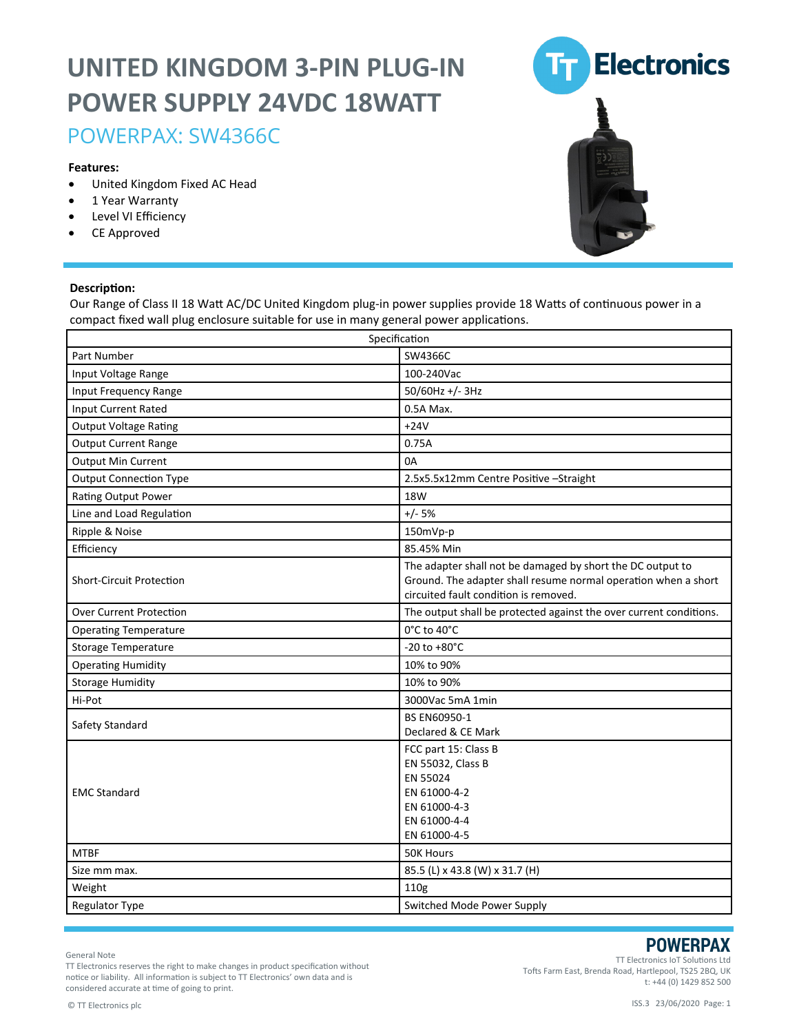# UNITED KINGDOM 3-PIN PLUG-IN POWER SUPPLY 24VDC 18WATT

## POWERPAX: SW4366C

**Features:**

- United Kingdom Fixed AC Head
- 1 Year Warranty
- Level VI Efficiency
- CE Approved

**Description:**

Our Range of Class II 18 Watt AC/DC United Kingdom plug-in power supplies provide 18 Watts of continuous power in a compact fixed wall plug enclosure suitable for use in many general power applications.

| Specification | |
|---|---|
| Part Number | SW4366C |
| Input Voltage Range | 100-240Vac |
| Input Frequency Range | 50/60Hz +/- 3Hz |
| Input Current Rated | 0.5A Max. |
| Output Voltage Rating | +24V |
| Output Current Range | 0.75A |
| Output Min Current | 0A |
| Output Connection Type | 2.5x5.5x12mm Centre Positive –Straight |
| Rating Output Power | 18W |
| Line and Load Regulation | +/- 5% |
| Ripple & Noise | 150mVp-p |
| Efficiency | 85.45% Min |
| Short-Circuit Protection | The adapter shall not be damaged by short the DC output to Ground. The adapter shall resume normal operation when a short circuited fault condition is removed. |
| Over Current Protection | The output shall be protected against the over current conditions. |
| Operating Temperature | 0°C to 40°C |
| Storage Temperature | -20 to +80°C |
| Operating Humidity | 10% to 90% |
| Storage Humidity | 10% to 90% |
| Hi-Pot | 3000Vac 5mA 1min |
| Safety Standard | BS EN60950-1<br>Declared & CE Mark |
| EMC Standard | FCC part 15: Class B<br>EN 55032, Class B<br>EN 55024<br>EN 61000-4-2<br>EN 61000-4-3<br>EN 61000-4-4<br>EN 61000-4-5 |
| MTBF | 50K Hours |
| Size mm max. | 85.5 (L) x 43.8 (W) x 31.7 (H) |
| Weight | 110g |
| Regulator Type | Switched Mode Power Supply |

General Note
TT Electronics reserves the right to make changes in product specification without notice or liability. All information is subject to TT Electronics' own data and is considered accurate at time of going to print.

© TT Electronics plc

**POWERPAX**
TT Electronics IoT Solutions Ltd
Tofts Farm East, Brenda Road, Hartlepool, TS25 2BQ, UK
t: +44 (0) 1429 852 500

ISS.3 23/06/2020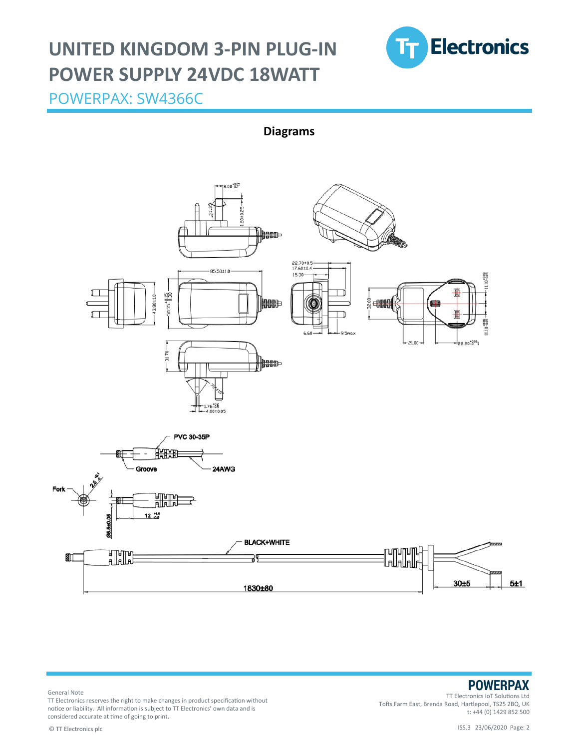# UNITED KINGDOM 3-PIN PLUG-IN POWER SUPPLY 24VDC 18WATT

## POWERPAX: SW4366C

### Diagrams

8.00
1.60±0.25
85.50±1.0
22.70±0.5
17.60±0.4
15.30
43.80±1.0
50.55
32.00
11.10
6.60
9.5max
21.00
22.20
11.10
31.70
1.76
4.00±0.05

PVC 30-35P
Groove
24AWG
Fork
2.5
12
Ø5.5±0.05
BLACK+WHITE
1830±80
30±5
5±1

General Note
TT Electronics reserves the right to make changes in product specification without notice or liability. All information is subject to TT Electronics' own data and is considered accurate at time of going to print.

© TT Electronics plc

POWERPAX
TT Electronics IoT Solutions Ltd
Tofts Farm East, Brenda Road, Hartlepool, TS25 2BQ, UK
t: +44 (0) 1429 852 500

ISS.3 23/06/2020